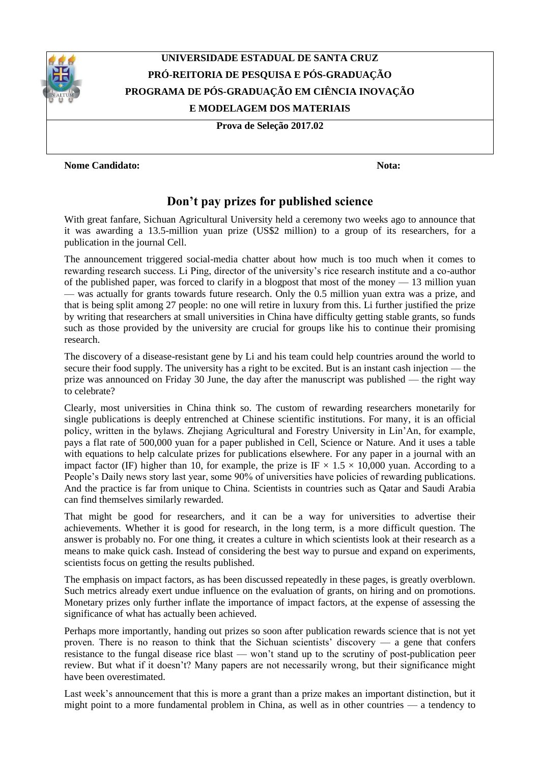**UNIVERSIDADE ESTADUAL DE SANTA CRUZ**
**PRÓ-REITORIA DE PESQUISA E PÓS-GRADUAÇÃO**
**PROGRAMA DE PÓS-GRADUAÇÃO EM CIÊNCIA INOVAÇÃO E MODELAGEM DOS MATERIAIS**

**Prova de Seleção 2017.02**

**Nome Candidato:** **Nota:**

# Don't pay prizes for published science

With great fanfare, Sichuan Agricultural University held a ceremony two weeks ago to announce that it was awarding a 13.5-million yuan prize (US$2 million) to a group of its researchers, for a publication in the journal Cell.

The announcement triggered social-media chatter about how much is too much when it comes to rewarding research success. Li Ping, director of the university's rice research institute and a co-author of the published paper, was forced to clarify in a blogpost that most of the money — 13 million yuan — was actually for grants towards future research. Only the 0.5 million yuan extra was a prize, and that is being split among 27 people: no one will retire in luxury from this. Li further justified the prize by writing that researchers at small universities in China have difficulty getting stable grants, so funds such as those provided by the university are crucial for groups like his to continue their promising research.

The discovery of a disease-resistant gene by Li and his team could help countries around the world to secure their food supply. The university has a right to be excited. But is an instant cash injection — the prize was announced on Friday 30 June, the day after the manuscript was published — the right way to celebrate?

Clearly, most universities in China think so. The custom of rewarding researchers monetarily for single publications is deeply entrenched at Chinese scientific institutions. For many, it is an official policy, written in the bylaws. Zhejiang Agricultural and Forestry University in Lin'An, for example, pays a flat rate of 500,000 yuan for a paper published in Cell, Science or Nature. And it uses a table with equations to help calculate prizes for publications elsewhere. For any paper in a journal with an impact factor (IF) higher than 10, for example, the prize is $\text{IF} \times 1.5 \times 10{,}000$ yuan. According to a People's Daily news story last year, some 90% of universities have policies of rewarding publications. And the practice is far from unique to China. Scientists in countries such as Qatar and Saudi Arabia can find themselves similarly rewarded.

That might be good for researchers, and it can be a way for universities to advertise their achievements. Whether it is good for research, in the long term, is a more difficult question. The answer is probably no. For one thing, it creates a culture in which scientists look at their research as a means to make quick cash. Instead of considering the best way to pursue and expand on experiments, scientists focus on getting the results published.

The emphasis on impact factors, as has been discussed repeatedly in these pages, is greatly overblown. Such metrics already exert undue influence on the evaluation of grants, on hiring and on promotions. Monetary prizes only further inflate the importance of impact factors, at the expense of assessing the significance of what has actually been achieved.

Perhaps more importantly, handing out prizes so soon after publication rewards science that is not yet proven. There is no reason to think that the Sichuan scientists' discovery — a gene that confers resistance to the fungal disease rice blast — won't stand up to the scrutiny of post-publication peer review. But what if it doesn't? Many papers are not necessarily wrong, but their significance might have been overestimated.

Last week's announcement that this is more a grant than a prize makes an important distinction, but it might point to a more fundamental problem in China, as well as in other countries — a tendency to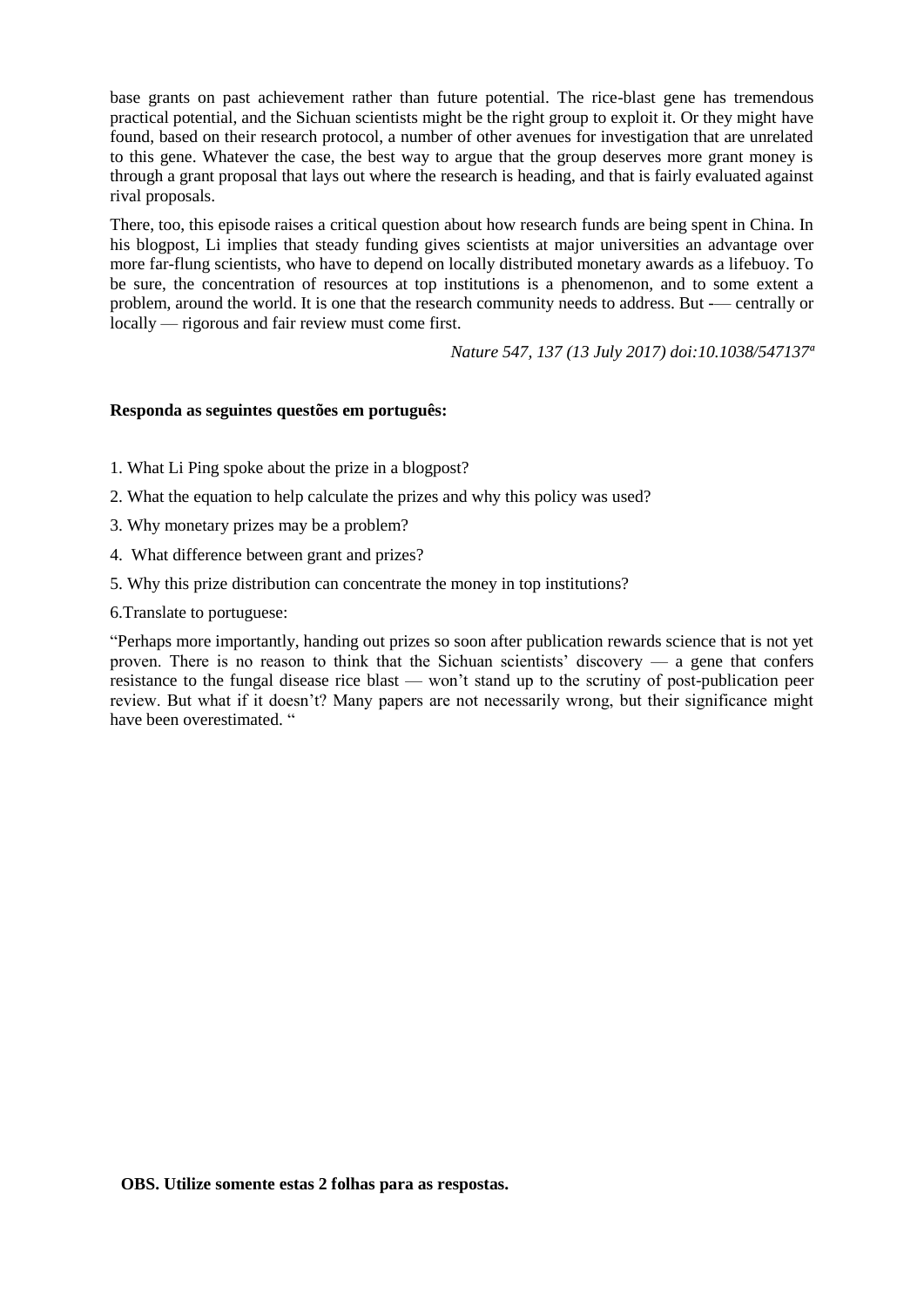base grants on past achievement rather than future potential. The rice-blast gene has tremendous practical potential, and the Sichuan scientists might be the right group to exploit it. Or they might have found, based on their research protocol, a number of other avenues for investigation that are unrelated to this gene. Whatever the case, the best way to argue that the group deserves more grant money is through a grant proposal that lays out where the research is heading, and that is fairly evaluated against rival proposals.

There, too, this episode raises a critical question about how research funds are being spent in China. In his blogpost, Li implies that steady funding gives scientists at major universities an advantage over more far-flung scientists, who have to depend on locally distributed monetary awards as a lifebuoy. To be sure, the concentration of resources at top institutions is a phenomenon, and to some extent a problem, around the world. It is one that the research community needs to address. But -— centrally or locally — rigorous and fair review must come first.

*Nature 547, 137 (13 July 2017) doi:10.1038/547137ª*

**Responda as seguintes questões em português:**

1. What Li Ping spoke about the prize in a blogpost?

2. What the equation to help calculate the prizes and why this policy was used?

3. Why monetary prizes may be a problem?

4. What difference between grant and prizes?

5. Why this prize distribution can concentrate the money in top institutions?

6.Translate to portuguese:

"Perhaps more importantly, handing out prizes so soon after publication rewards science that is not yet proven. There is no reason to think that the Sichuan scientists' discovery — a gene that confers resistance to the fungal disease rice blast — won't stand up to the scrutiny of post-publication peer review. But what if it doesn't? Many papers are not necessarily wrong, but their significance might have been overestimated. "

**OBS. Utilize somente estas 2 folhas para as respostas.**